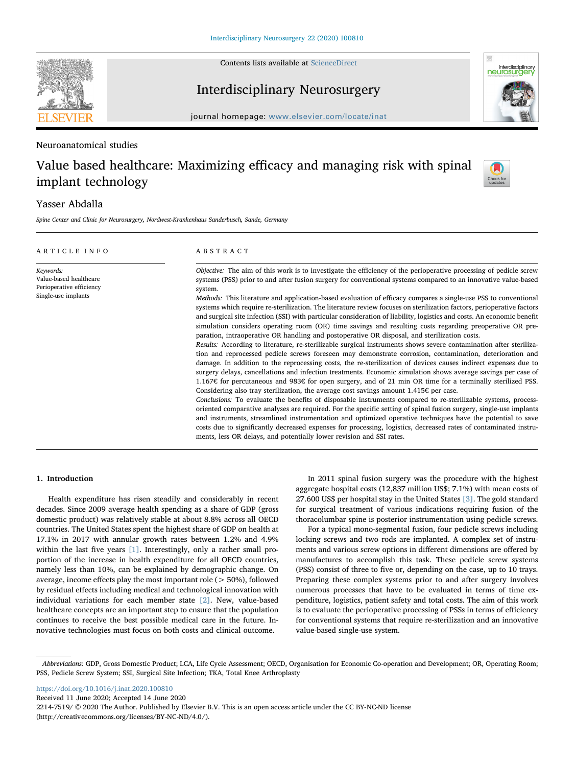Neuroanatomical studies

# Value based healthcare: Maximizing efficacy and managing risk with spinal implant technology

Yasser Abdalla

*Spine Center and Clinic for Neurosurgery, Nordwest-Krankenhaus Sanderbusch, Sande, Germany*

## ARTICLE INFO

*Keywords:*
Value-based healthcare
Perioperative efficiency
Single-use implants

## ABSTRACT

*Objective:* The aim of this work is to investigate the efficiency of the perioperative processing of pedicle screw systems (PSS) prior to and after fusion surgery for conventional systems compared to an innovative value-based system.

*Methods:* This literature and application-based evaluation of efficacy compares a single-use PSS to conventional systems which require re-sterilization. The literature review focuses on sterilization factors, perioperative factors and surgical site infection (SSI) with particular consideration of liability, logistics and costs. An economic benefit simulation considers operating room (OR) time savings and resulting costs regarding preoperative OR preparation, intraoperative OR handling and postoperative OR disposal, and sterilization costs.

*Results:* According to literature, re-sterilizable surgical instruments shows severe contamination after sterilization and reprocessed pedicle screws foreseen may demonstrate corrosion, contamination, deterioration and damage. In addition to the reprocessing costs, the re-sterilization of devices causes indirect expenses due to surgery delays, cancellations and infection treatments. Economic simulation shows average savings per case of 1.167€ for percutaneous and 983€ for open surgery, and of 21 min OR time for a terminally sterilized PSS. Considering also tray sterilization, the average cost savings amount 1.415€ per case.

*Conclusions:* To evaluate the benefits of disposable instruments compared to re-sterilizable systems, process-oriented comparative analyses are required. For the specific setting of spinal fusion surgery, single-use implants and instruments, streamlined instrumentation and optimized operative techniques have the potential to save costs due to significantly decreased expenses for processing, logistics, decreased rates of contaminated instruments, less OR delays, and potentially lower revision and SSI rates.

## 1. Introduction

Health expenditure has risen steadily and considerably in recent decades. Since 2009 average health spending as a share of GDP (gross domestic product) was relatively stable at about 8.8% across all OECD countries. The United States spent the highest share of GDP on health at 17.1% in 2017 with annular growth rates between 1.2% and 4.9% within the last five years [1]. Interestingly, only a rather small proportion of the increase in health expenditure for all OECD countries, namely less than 10%, can be explained by demographic change. On average, income effects play the most important role (> 50%), followed by residual effects including medical and technological innovation with individual variations for each member state [2]. New, value-based healthcare concepts are an important step to ensure that the population continues to receive the best possible medical care in the future. Innovative technologies must focus on both costs and clinical outcome.

In 2011 spinal fusion surgery was the procedure with the highest aggregate hospital costs (12,837 million US$; 7.1%) with mean costs of 27.600 US$ per hospital stay in the United States [3]. The gold standard for surgical treatment of various indications requiring fusion of the thoracolumbar spine is posterior instrumentation using pedicle screws.

For a typical mono-segmental fusion, four pedicle screws including locking screws and two rods are implanted. A complex set of instruments and various screw options in different dimensions are offered by manufactures to accomplish this task. These pedicle screw systems (PSS) consist of three to five or, depending on the case, up to 10 trays. Preparing these complex systems prior to and after surgery involves numerous processes that have to be evaluated in terms of time expenditure, logistics, patient safety and total costs. The aim of this work is to evaluate the perioperative processing of PSSs in terms of efficiency for conventional systems that require re-sterilization and an innovative value-based single-use system.

*Abbreviations:* GDP, Gross Domestic Product; LCA, Life Cycle Assessment; OECD, Organisation for Economic Co-operation and Development; OR, Operating Room; PSS, Pedicle Screw System; SSI, Surgical Site Infection; TKA, Total Knee Arthroplasty

https://doi.org/10.1016/j.inat.2020.100810
Received 11 June 2020; Accepted 14 June 2020
2214-7519/ © 2020 The Author. Published by Elsevier B.V. This is an open access article under the CC BY-NC-ND license (http://creativecommons.org/licenses/BY-NC-ND/4.0/).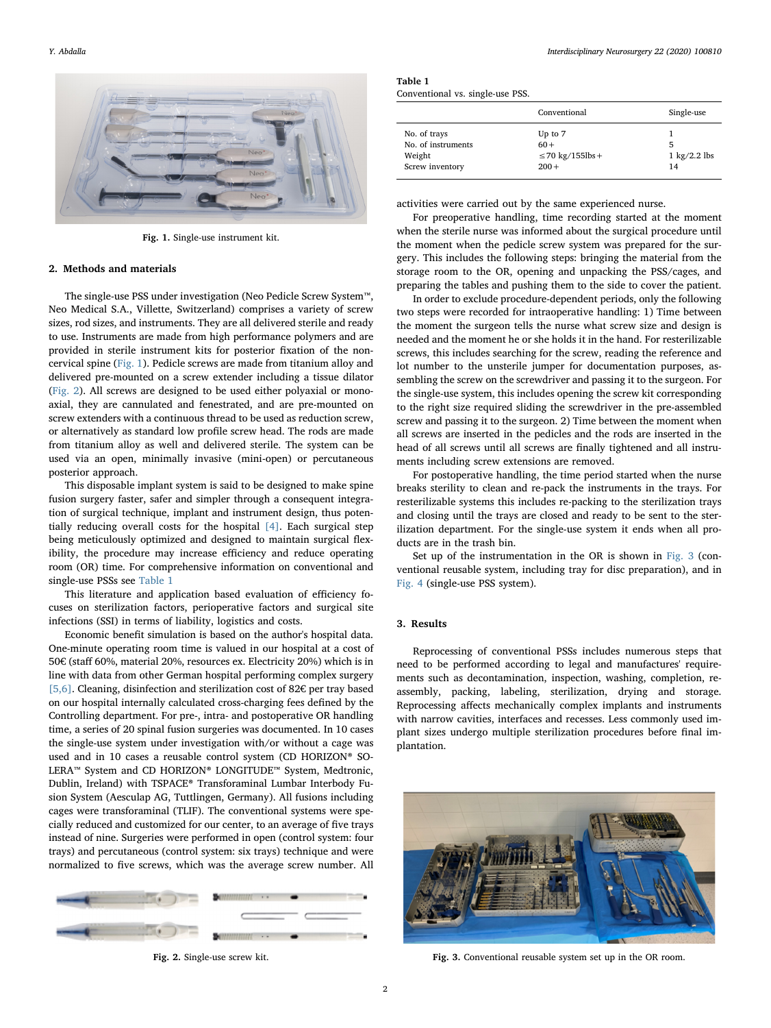Fig. 1. Single-use instrument kit.

## 2. Methods and materials

The single-use PSS under investigation (Neo Pedicle Screw System™, Neo Medical S.A., Villette, Switzerland) comprises a variety of screw sizes, rod sizes, and instruments. They are all delivered sterile and ready to use. Instruments are made from high performance polymers and are provided in sterile instrument kits for posterior fixation of the non-cervical spine (Fig. 1). Pedicle screws are made from titanium alloy and delivered pre-mounted on a screw extender including a tissue dilator (Fig. 2). All screws are designed to be used either polyaxial or monoaxial, they are cannulated and fenestrated, and are pre-mounted on screw extenders with a continuous thread to be used as reduction screw, or alternatively as standard low profile screw head. The rods are made from titanium alloy as well and delivered sterile. The system can be used via an open, minimally invasive (mini-open) or percutaneous posterior approach.

This disposable implant system is said to be designed to make spine fusion surgery faster, safer and simpler through a consequent integration of surgical technique, implant and instrument design, thus potentially reducing overall costs for the hospital [4]. Each surgical step being meticulously optimized and designed to maintain surgical flexibility, the procedure may increase efficiency and reduce operating room (OR) time. For comprehensive information on conventional and single-use PSSs see Table 1

This literature and application based evaluation of efficiency focuses on sterilization factors, perioperative factors and surgical site infections (SSI) in terms of liability, logistics and costs.

Economic benefit simulation is based on the author's hospital data. One-minute operating room time is valued in our hospital at a cost of 50€ (staff 60%, material 20%, resources ex. Electricity 20%) which is in line with data from other German hospital performing complex surgery [5,6]. Cleaning, disinfection and sterilization cost of 82€ per tray based on our hospital internally calculated cross-charging fees defined by the Controlling department. For pre-, intra- and postoperative OR handling time, a series of 20 spinal fusion surgeries was documented. In 10 cases the single-use system under investigation with/or without a cage was used and in 10 cases a reusable control system (CD HORIZON® SOLERA™ System and CD HORIZON® LONGITUDE™ System, Medtronic, Dublin, Ireland) with TSPACE® Transforaminal Lumbar Interbody Fusion System (Aesculap AG, Tuttlingen, Germany). All fusions including cages were transforaminal (TLIF). The conventional systems were specially reduced and customized for our center, to an average of five trays instead of nine. Surgeries were performed in open (control system: four trays) and percutaneous (control system: six trays) technique and were normalized to five screws, which was the average screw number. All activities were carried out by the same experienced nurse.

Fig. 2. Single-use screw kit.

**Table 1**
Conventional vs. single-use PSS.

| | Conventional | Single-use |
|---|---|---|
| No. of trays | Up to 7 | 1 |
| No. of instruments | 60+ | 5 |
| Weight | ≤70 kg/155lbs+ | 1 kg/2.2 lbs |
| Screw inventory | 200+ | 14 |

For preoperative handling, time recording started at the moment when the sterile nurse was informed about the surgical procedure until the moment when the pedicle screw system was prepared for the surgery. This includes the following steps: bringing the material from the storage room to the OR, opening and unpacking the PSS/cages, and preparing the tables and pushing them to the side to cover the patient.

In order to exclude procedure-dependent periods, only the following two steps were recorded for intraoperative handling: 1) Time between the moment the surgeon tells the nurse what screw size and design is needed and the moment he or she holds it in the hand. For resterilizable screws, this includes searching for the screw, reading the reference and lot number to the unsterile jumper for documentation purposes, assembling the screw on the screwdriver and passing it to the surgeon. For the single-use system, this includes opening the screw kit corresponding to the right size required sliding the screwdriver in the pre-assembled screw and passing it to the surgeon. 2) Time between the moment when all screws are inserted in the pedicles and the rods are inserted in the head of all screws until all screws are finally tightened and all instruments including screw extensions are removed.

For postoperative handling, the time period started when the nurse breaks sterility to clean and re-pack the instruments in the trays. For resterilizable systems this includes re-packing to the sterilization trays and closing until the trays are closed and ready to be sent to the sterilization department. For the single-use system it ends when all products are in the trash bin.

Set up of the instrumentation in the OR is shown in Fig. 3 (conventional reusable system, including tray for disc preparation), and in Fig. 4 (single-use PSS system).

## 3. Results

Reprocessing of conventional PSSs includes numerous steps that need to be performed according to legal and manufactures' requirements such as decontamination, inspection, washing, completion, reassembly, packing, labeling, sterilization, drying and storage. Reprocessing affects mechanically complex implants and instruments with narrow cavities, interfaces and recesses. Less commonly used implant sizes undergo multiple sterilization procedures before final implantation.

Fig. 3. Conventional reusable system set up in the OR room.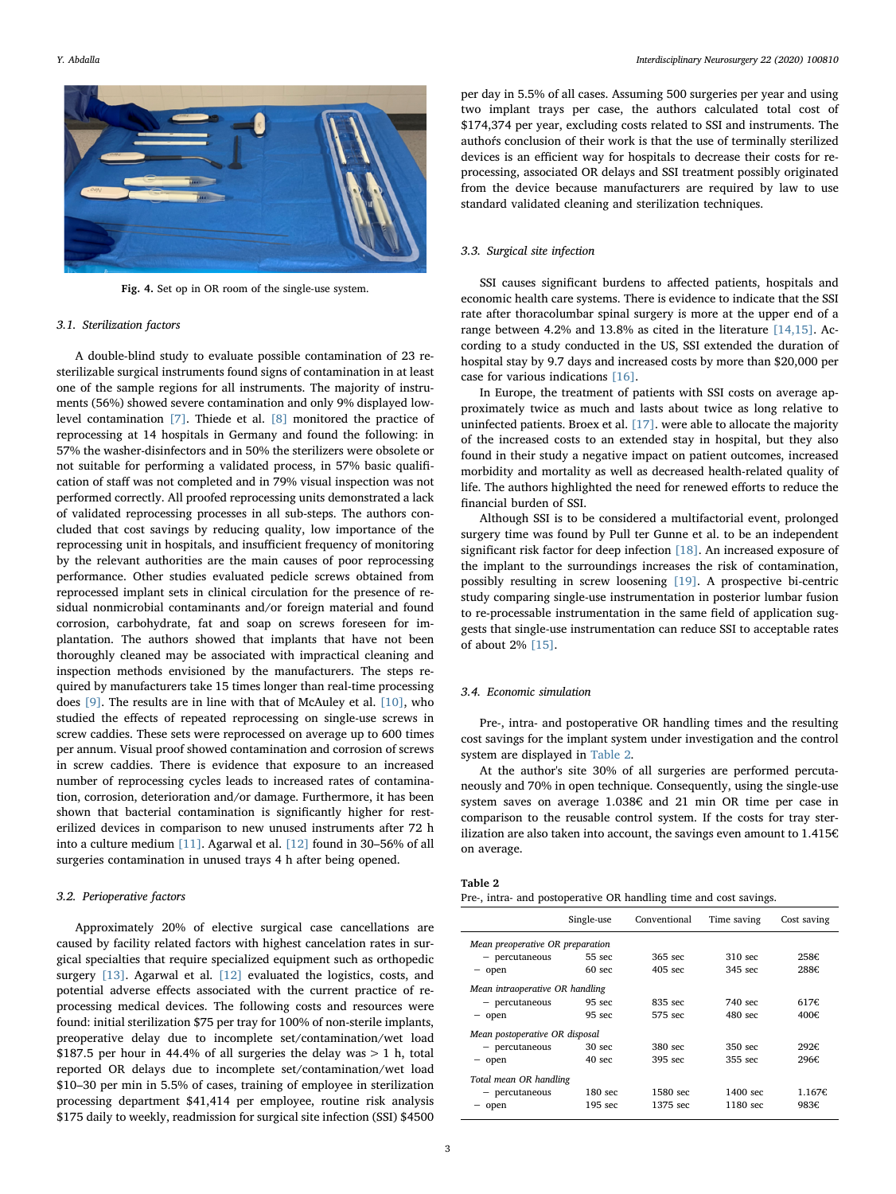Fig. 4. Set op in OR room of the single-use system.

### 3.1. Sterilization factors

A double-blind study to evaluate possible contamination of 23 re-sterilizable surgical instruments found signs of contamination in at least one of the sample regions for all instruments. The majority of instruments (56%) showed severe contamination and only 9% displayed low-level contamination [7]. Thiede et al. [8] monitored the practice of reprocessing at 14 hospitals in Germany and found the following: in 57% the washer-disinfectors and in 50% the sterilizers were obsolete or not suitable for performing a validated process, in 57% basic qualification of staff was not completed and in 79% visual inspection was not performed correctly. All proofed reprocessing units demonstrated a lack of validated reprocessing processes in all sub-steps. The authors concluded that cost savings by reducing quality, low importance of the reprocessing unit in hospitals, and insufficient frequency of monitoring by the relevant authorities are the main causes of poor reprocessing performance. Other studies evaluated pedicle screws obtained from reprocessed implant sets in clinical circulation for the presence of residual nonmicrobial contaminants and/or foreign material and found corrosion, carbohydrate, fat and soap on screws foreseen for implantation. The authors showed that implants that have not been thoroughly cleaned may be associated with impractical cleaning and inspection methods envisioned by the manufacturers. The steps required by manufacturers take 15 times longer than real-time processing does [9]. The results are in line with that of McAuley et al. [10], who studied the effects of repeated reprocessing on single-use screws in screw caddies. These sets were reprocessed on average up to 600 times per annum. Visual proof showed contamination and corrosion of screws in screw caddies. There is evidence that exposure to an increased number of reprocessing cycles leads to increased rates of contamination, corrosion, deterioration and/or damage. Furthermore, it has been shown that bacterial contamination is significantly higher for resterilized devices in comparison to new unused instruments after 72 h into a culture medium [11]. Agarwal et al. [12] found in 30–56% of all surgeries contamination in unused trays 4 h after being opened.

### 3.2. Perioperative factors

Approximately 20% of elective surgical case cancellations are caused by facility related factors with highest cancelation rates in surgical specialties that require specialized equipment such as orthopedic surgery [13]. Agarwal et al. [12] evaluated the logistics, costs, and potential adverse effects associated with the current practice of reprocessing medical devices. The following costs and resources were found: initial sterilization $75 per tray for 100% of non-sterile implants, preoperative delay due to incomplete set/contamination/wet load $187.5 per hour in 44.4% of all surgeries the delay was > 1 h, total reported OR delays due to incomplete set/contamination/wet load $10–30 per min in 5.5% of cases, training of employee in sterilization processing department $41,414 per employee, routine risk analysis $175 daily to weekly, readmission for surgical site infection (SSI) $4500 per day in 5.5% of all cases. Assuming 500 surgeries per year and using two implant trays per case, the authors calculated total cost of $174,374 per year, excluding costs related to SSI and instruments. The authoŕs conclusion of their work is that the use of terminally sterilized devices is an efficient way for hospitals to decrease their costs for reprocessing, associated OR delays and SSI treatment possibly originated from the device because manufacturers are required by law to use standard validated cleaning and sterilization techniques.

### 3.3. Surgical site infection

SSI causes significant burdens to affected patients, hospitals and economic health care systems. There is evidence to indicate that the SSI rate after thoracolumbar spinal surgery is more at the upper end of a range between 4.2% and 13.8% as cited in the literature [14,15]. According to a study conducted in the US, SSI extended the duration of hospital stay by 9.7 days and increased costs by more than $20,000 per case for various indications [16].

In Europe, the treatment of patients with SSI costs on average approximately twice as much and lasts about twice as long relative to uninfected patients. Broex et al. [17]. were able to allocate the majority of the increased costs to an extended stay in hospital, but they also found in their study a negative impact on patient outcomes, increased morbidity and mortality as well as decreased health-related quality of life. The authors highlighted the need for renewed efforts to reduce the financial burden of SSI.

Although SSI is to be considered a multifactorial event, prolonged surgery time was found by Pull ter Gunne et al. to be an independent significant risk factor for deep infection [18]. An increased exposure of the implant to the surroundings increases the risk of contamination, possibly resulting in screw loosening [19]. A prospective bi-centric study comparing single-use instrumentation in posterior lumbar fusion to re-processable instrumentation in the same field of application suggests that single-use instrumentation can reduce SSI to acceptable rates of about 2% [15].

### 3.4. Economic simulation

Pre-, intra- and postoperative OR handling times and the resulting cost savings for the implant system under investigation and the control system are displayed in Table 2.

At the author's site 30% of all surgeries are performed percutaneously and 70% in open technique. Consequently, using the single-use system saves on average 1.038€ and 21 min OR time per case in comparison to the reusable control system. If the costs for tray sterilization are also taken into account, the savings even amount to 1.415€ on average.

**Table 2**
Pre-, intra- and postoperative OR handling time and cost savings.

| | Single-use | Conventional | Time saving | Cost saving |
|---|---|---|---|---|
| *Mean preoperative OR preparation* | | | | |
| − percutaneous | 55 sec | 365 sec | 310 sec | 258€ |
| − open | 60 sec | 405 sec | 345 sec | 288€ |
| *Mean intraoperative OR handling* | | | | |
| − percutaneous | 95 sec | 835 sec | 740 sec | 617€ |
| − open | 95 sec | 575 sec | 480 sec | 400€ |
| *Mean postoperative OR disposal* | | | | |
| − percutaneous | 30 sec | 380 sec | 350 sec | 292€ |
| − open | 40 sec | 395 sec | 355 sec | 296€ |
| *Total mean OR handling* | | | | |
| − percutaneous | 180 sec | 1580 sec | 1400 sec | 1.167€ |
| − open | 195 sec | 1375 sec | 1180 sec | 983€ |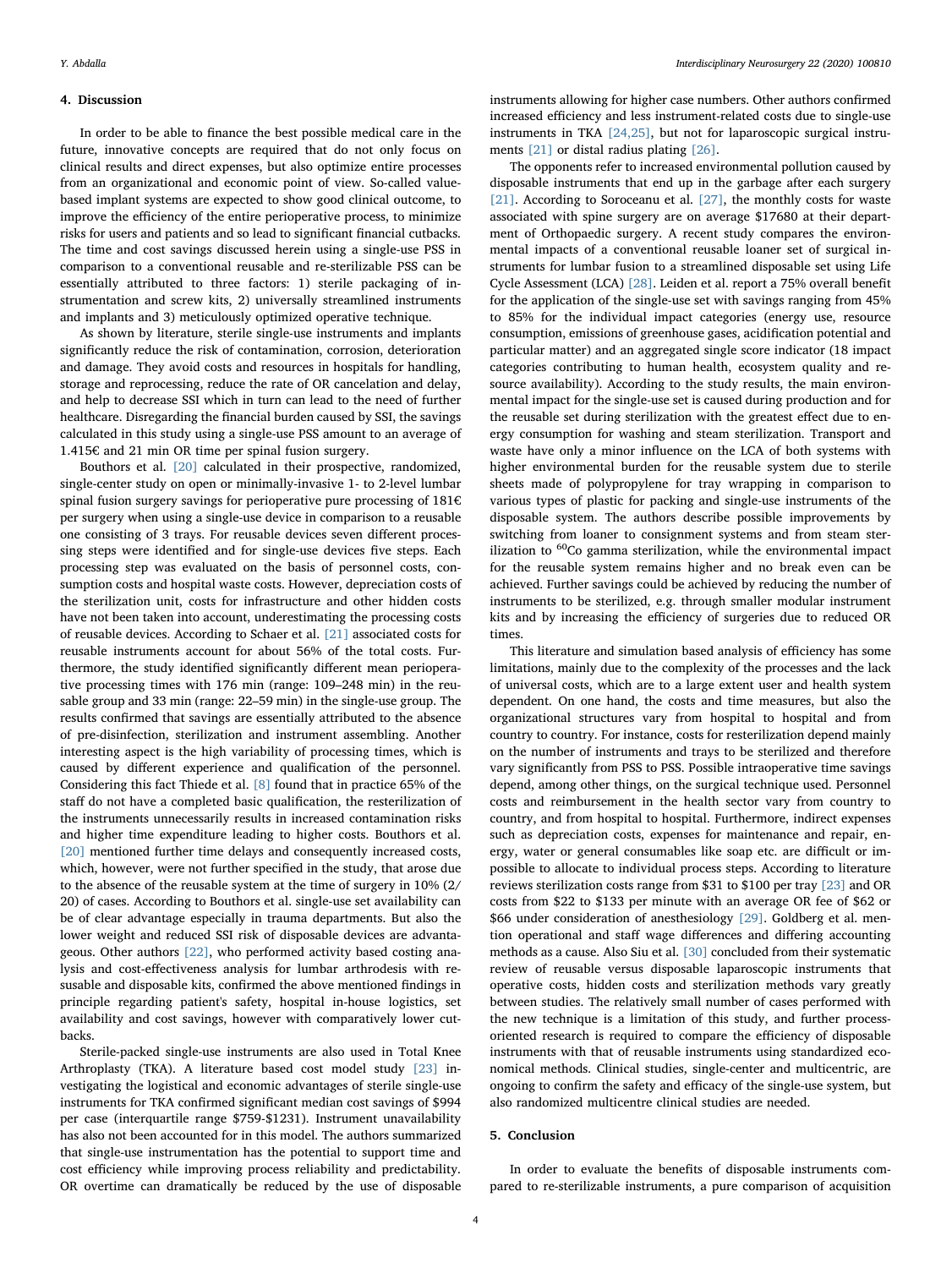## 4. Discussion

In order to be able to finance the best possible medical care in the future, innovative concepts are required that do not only focus on clinical results and direct expenses, but also optimize entire processes from an organizational and economic point of view. So-called value-based implant systems are expected to show good clinical outcome, to improve the efficiency of the entire perioperative process, to minimize risks for users and patients and so lead to significant financial cutbacks. The time and cost savings discussed herein using a single-use PSS in comparison to a conventional reusable and re-sterilizable PSS can be essentially attributed to three factors: 1) sterile packaging of instrumentation and screw kits, 2) universally streamlined instruments and implants and 3) meticulously optimized operative technique.

As shown by literature, sterile single-use instruments and implants significantly reduce the risk of contamination, corrosion, deterioration and damage. They avoid costs and resources in hospitals for handling, storage and reprocessing, reduce the rate of OR cancelation and delay, and help to decrease SSI which in turn can lead to the need of further healthcare. Disregarding the financial burden caused by SSI, the savings calculated in this study using a single-use PSS amount to an average of 1.415€ and 21 min OR time per spinal fusion surgery.

Bouthors et al. [20] calculated in their prospective, randomized, single-center study on open or minimally-invasive 1- to 2-level lumbar spinal fusion surgery savings for perioperative pure processing of 181€ per surgery when using a single-use device in comparison to a reusable one consisting of 3 trays. For reusable devices seven different processing steps were identified and for single-use devices five steps. Each processing step was evaluated on the basis of personnel costs, consumption costs and hospital waste costs. However, depreciation costs of the sterilization unit, costs for infrastructure and other hidden costs have not been taken into account, underestimating the processing costs of reusable devices. According to Schaer et al. [21] associated costs for reusable instruments account for about 56% of the total costs. Furthermore, the study identified significantly different mean perioperative processing times with 176 min (range: 109–248 min) in the reusable group and 33 min (range: 22–59 min) in the single-use group. The results confirmed that savings are essentially attributed to the absence of pre-disinfection, sterilization and instrument assembling. Another interesting aspect is the high variability of processing times, which is caused by different experience and qualification of the personnel. Considering this fact Thiede et al. [8] found that in practice 65% of the staff do not have a completed basic qualification, the resterilization of the instruments unnecessarily results in increased contamination risks and higher time expenditure leading to higher costs. Bouthors et al. [20] mentioned further time delays and consequently increased costs, which, however, were not further specified in the study, that arose due to the absence of the reusable system at the time of surgery in 10% (2/20) of cases. According to Bouthors et al. single-use set availability can be of clear advantage especially in trauma departments. But also the lower weight and reduced SSI risk of disposable devices are advantageous. Other authors [22], who performed activity based costing analysis and cost-effectiveness analysis for lumbar arthrodesis with reusable and disposable kits, confirmed the above mentioned findings in principle regarding patient's safety, hospital in-house logistics, set availability and cost savings, however with comparatively lower cutbacks.

Sterile-packed single-use instruments are also used in Total Knee Arthroplasty (TKA). A literature based cost model study [23] investigating the logistical and economic advantages of sterile single-use instruments for TKA confirmed significant median cost savings of $994 per case (interquartile range $759-$1231). Instrument unavailability has also not been accounted for in this model. The authors summarized that single-use instrumentation has the potential to support time and cost efficiency while improving process reliability and predictability. OR overtime can dramatically be reduced by the use of disposable instruments allowing for higher case numbers. Other authors confirmed increased efficiency and less instrument-related costs due to single-use instruments in TKA [24,25], but not for laparoscopic surgical instruments [21] or distal radius plating [26].

The opponents refer to increased environmental pollution caused by disposable instruments that end up in the garbage after each surgery [21]. According to Soroceanu et al. [27], the monthly costs for waste associated with spine surgery are on average $17680 at their department of Orthopaedic surgery. A recent study compares the environmental impacts of a conventional reusable loaner set of surgical instruments for lumbar fusion to a streamlined disposable set using Life Cycle Assessment (LCA) [28]. Leiden et al. report a 75% overall benefit for the application of the single-use set with savings ranging from 45% to 85% for the individual impact categories (energy use, resource consumption, emissions of greenhouse gases, acidification potential and particular matter) and an aggregated single score indicator (18 impact categories contributing to human health, ecosystem quality and resource availability). According to the study results, the main environmental impact for the single-use set is caused during production and for the reusable set during sterilization with the greatest effect due to energy consumption for washing and steam sterilization. Transport and waste have only a minor influence on the LCA of both systems with higher environmental burden for the reusable system due to sterile sheets made of polypropylene for tray wrapping in comparison to various types of plastic for packing and single-use instruments of the disposable system. The authors describe possible improvements by switching from loaner to consignment systems and from steam sterilization to $^{60}$Co gamma sterilization, while the environmental impact for the reusable system remains higher and no break even can be achieved. Further savings could be achieved by reducing the number of instruments to be sterilized, e.g. through smaller modular instrument kits and by increasing the efficiency of surgeries due to reduced OR times.

This literature and simulation based analysis of efficiency has some limitations, mainly due to the complexity of the processes and the lack of universal costs, which are to a large extent user and health system dependent. On one hand, the costs and time measures, but also the organizational structures vary from hospital to hospital and from country to country. For instance, costs for resterilization depend mainly on the number of instruments and trays to be sterilized and therefore vary significantly from PSS to PSS. Possible intraoperative time savings depend, among other things, on the surgical technique used. Personnel costs and reimbursement in the health sector vary from country to country, and from hospital to hospital. Furthermore, indirect expenses such as depreciation costs, expenses for maintenance and repair, energy, water or general consumables like soap etc. are difficult or impossible to allocate to individual process steps. According to literature reviews sterilization costs range from $31 to $100 per tray [23] and OR costs from $22 to $133 per minute with an average OR fee of $62 or $66 under consideration of anesthesiology [29]. Goldberg et al. mention operational and staff wage differences and differing accounting methods as a cause. Also Siu et al. [30] concluded from their systematic review of reusable versus disposable laparoscopic instruments that operative costs, hidden costs and sterilization methods vary greatly between studies. The relatively small number of cases performed with the new technique is a limitation of this study, and further process-oriented research is required to compare the efficiency of disposable instruments with that of reusable instruments using standardized economical methods. Clinical studies, single-center and multicentric, are ongoing to confirm the safety and efficacy of the single-use system, but also randomized multicentre clinical studies are needed.

## 5. Conclusion

In order to evaluate the benefits of disposable instruments compared to re-sterilizable instruments, a pure comparison of acquisition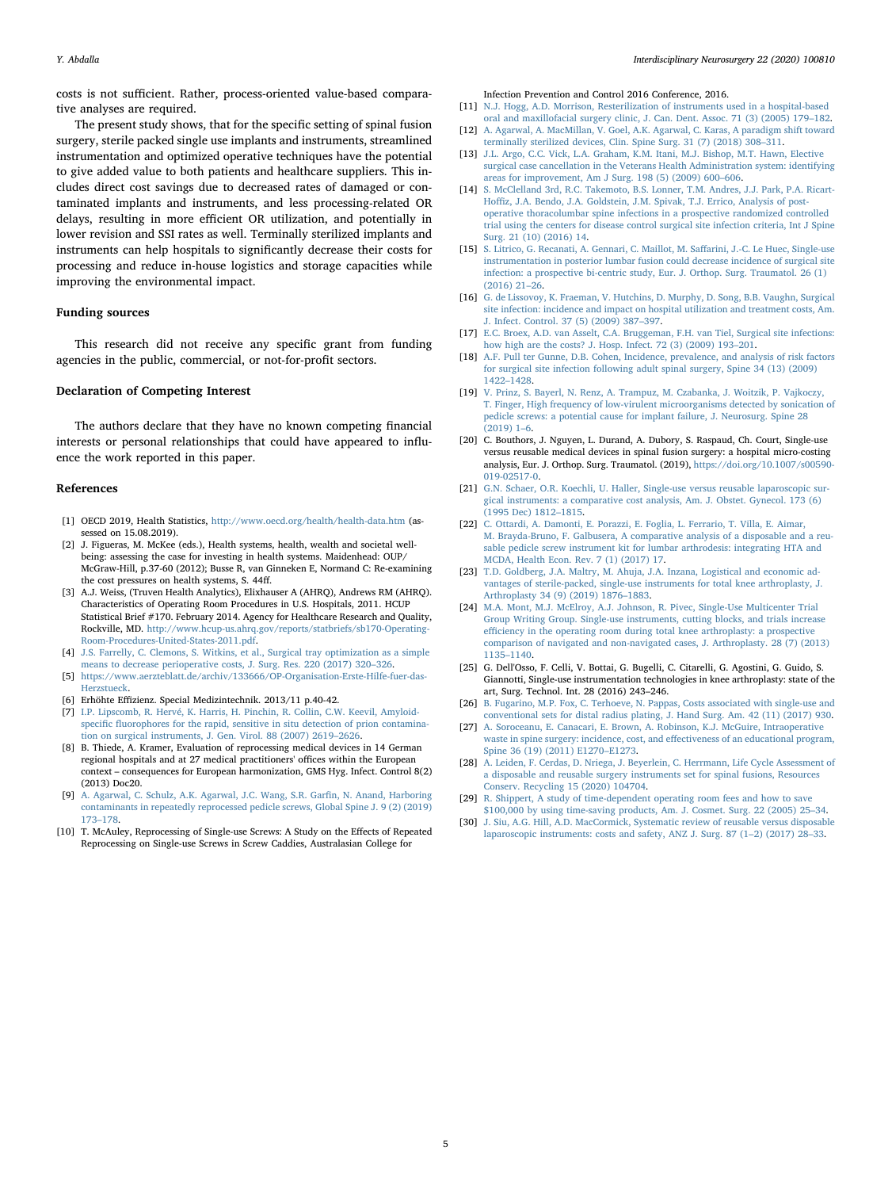costs is not sufficient. Rather, process-oriented value-based comparative analyses are required.

The present study shows, that for the specific setting of spinal fusion surgery, sterile packed single use implants and instruments, streamlined instrumentation and optimized operative techniques have the potential to give added value to both patients and healthcare suppliers. This includes direct cost savings due to decreased rates of damaged or contaminated implants and instruments, and less processing-related OR delays, resulting in more efficient OR utilization, and potentially in lower revision and SSI rates as well. Terminally sterilized implants and instruments can help hospitals to significantly decrease their costs for processing and reduce in-house logistics and storage capacities while improving the environmental impact.

## Funding sources

This research did not receive any specific grant from funding agencies in the public, commercial, or not-for-profit sectors.

## Declaration of Competing Interest

The authors declare that they have no known competing financial interests or personal relationships that could have appeared to influence the work reported in this paper.

## References

[1] OECD 2019, Health Statistics, http://www.oecd.org/health/health-data.htm (assessed on 15.08.2019).

[2] J. Figueras, M. McKee (eds.), Health systems, health, wealth and societal well-being: assessing the case for investing in health systems. Maidenhead: OUP/McGraw-Hill, p.37-60 (2012); Busse R, van Ginneken E, Normand C: Re-examining the cost pressures on health systems, S. 44ff.

[3] A.J. Weiss, (Truven Health Analytics), Elixhauser A (AHRQ), Andrews RM (AHRQ). Characteristics of Operating Room Procedures in U.S. Hospitals, 2011. HCUP Statistical Brief #170. February 2014. Agency for Healthcare Research and Quality, Rockville, MD. http://www.hcup-us.ahrq.gov/reports/statbriefs/sb170-Operating-Room-Procedures-United-States-2011.pdf.

[4] J.S. Farrelly, C. Clemons, S. Witkins, et al., Surgical tray optimization as a simple means to decrease perioperative costs, J. Surg. Res. 220 (2017) 320–326.

[5] https://www.aerzteblatt.de/archiv/133666/OP-Organisation-Erste-Hilfe-fuer-das-Herzstueck.

[6] Erhöhte Effizienz. Special Medizintechnik. 2013/11 p.40-42.

[7] I.P. Lipscomb, R. Hervé, K. Harris, H. Pinchin, R. Collin, C.W. Keevil, Amyloid-specific fluorophores for the rapid, sensitive in situ detection of prion contamination on surgical instruments, J. Gen. Virol. 88 (2007) 2619–2626.

[8] B. Thiede, A. Kramer, Evaluation of reprocessing medical devices in 14 German regional hospitals and at 27 medical practitioners' offices within the European context – consequences for European harmonization, GMS Hyg. Infect. Control 8(2) (2013) Doc20.

[9] A. Agarwal, C. Schulz, A.K. Agarwal, J.C. Wang, S.R. Garfin, N. Anand, Harboring contaminants in repeatedly reprocessed pedicle screws, Global Spine J. 9 (2) (2019) 173–178.

[10] T. McAuley, Reprocessing of Single-use Screws: A Study on the Effects of Repeated Reprocessing on Single-use Screws in Screw Caddies, Australasian College for Infection Prevention and Control 2016 Conference, 2016.

[11] N.J. Hogg, A.D. Morrison, Resterilization of instruments used in a hospital-based oral and maxillofacial surgery clinic, J. Can. Dent. Assoc. 71 (3) (2005) 179–182.

[12] A. Agarwal, A. MacMillan, V. Goel, A.K. Agarwal, C. Karas, A paradigm shift toward terminally sterilized devices, Clin. Spine Surg. 31 (7) (2018) 308–311.

[13] J.L. Argo, C.C. Vick, L.A. Graham, K.M. Itani, M.J. Bishop, M.T. Hawn, Elective surgical case cancellation in the Veterans Health Administration system: identifying areas for improvement, Am J Surg. 198 (5) (2009) 600–606.

[14] S. McClelland 3rd, R.C. Takemoto, B.S. Lonner, T.M. Andres, J.J. Park, P.A. Ricart-Hoffiz, J.A. Bendo, J.A. Goldstein, J.M. Spivak, T.J. Errico, Analysis of postoperative thoracolumbar spine infections in a prospective randomized controlled trial using the centers for disease control surgical site infection criteria, Int J Spine Surg. 21 (10) (2016) 14.

[15] S. Litrico, G. Recanati, A. Gennari, C. Maillot, M. Saffarini, J.-C. Le Huec, Single-use instrumentation in posterior lumbar fusion could decrease incidence of surgical site infection: a prospective bi-centric study, Eur. J. Orthop. Surg. Traumatol. 26 (1) (2016) 21–26.

[16] G. de Lissovoy, K. Fraeman, V. Hutchins, D. Murphy, D. Song, B.B. Vaughn, Surgical site infection: incidence and impact on hospital utilization and treatment costs, Am. J. Infect. Control. 37 (5) (2009) 387–397.

[17] E.C. Broex, A.D. van Asselt, C.A. Bruggeman, F.H. van Tiel, Surgical site infections: how high are the costs? J. Hosp. Infect. 72 (3) (2009) 193–201.

[18] A.F. Pull ter Gunne, D.B. Cohen, Incidence, prevalence, and analysis of risk factors for surgical site infection following adult spinal surgery, Spine 34 (13) (2009) 1422–1428.

[19] V. Prinz, S. Bayerl, N. Renz, A. Trampuz, M. Czabanka, J. Woitzik, P. Vajkoczy, T. Finger, High frequency of low-virulent microorganisms detected by sonication of pedicle screws: a potential cause for implant failure, J. Neurosurg. Spine 28 (2019) 1–6.

[20] C. Bouthors, J. Nguyen, L. Durand, A. Dubory, S. Raspaud, Ch. Court, Single-use versus reusable medical devices in spinal fusion surgery: a hospital micro-costing analysis, Eur. J. Orthop. Surg. Traumatol. (2019), https://doi.org/10.1007/s00590-019-02517-0.

[21] G.N. Schaer, O.R. Koechli, U. Haller, Single-use versus reusable laparoscopic surgical instruments: a comparative cost analysis, Am. J. Obstet. Gynecol. 173 (6) (1995 Dec) 1812–1815.

[22] C. Ottardi, A. Damonti, E. Porazzi, E. Foglia, L. Ferrario, T. Villa, E. Aimar, M. Brayda-Bruno, F. Galbusera, A comparative analysis of a disposable and a reusable pedicle screw instrument kit for lumbar arthrodesis: integrating HTA and MCDA, Health Econ. Rev. 7 (1) (2017) 17.

[23] T.D. Goldberg, J.A. Maltry, M. Ahuja, J.A. Inzana, Logistical and economic advantages of sterile-packed, single-use instruments for total knee arthroplasty, J. Arthroplasty 34 (9) (2019) 1876–1883.

[24] M.A. Mont, M.J. McElroy, A.J. Johnson, R. Pivec, Single-Use Multicenter Trial Group Writing Group. Single-use instruments, cutting blocks, and trials increase efficiency in the operating room during total knee arthroplasty: a prospective comparison of navigated and non-navigated cases, J. Arthroplasty. 28 (7) (2013) 1135–1140.

[25] G. Dell'Osso, F. Celli, V. Bottai, G. Bugelli, C. Citarelli, G. Agostini, G. Guido, S. Giannotti, Single-use instrumentation technologies in knee arthroplasty: state of the art, Surg. Technol. Int. 28 (2016) 243–246.

[26] B. Fugarino, M.P. Fox, C. Terhoeve, N. Pappas, Costs associated with single-use and conventional sets for distal radius plating, J. Hand Surg. Am. 42 (11) (2017) 930.

[27] A. Soroceanu, E. Canacari, E. Brown, A. Robinson, K.J. McGuire, Intraoperative waste in spine surgery: incidence, cost, and effectiveness of an educational program, Spine 36 (19) (2011) E1270–E1273.

[28] A. Leiden, F. Cerdas, D. Nriega, J. Beyerlein, C. Herrmann, Life Cycle Assessment of a disposable and reusable surgery instruments set for spinal fusions, Resources Conserv. Recycling 15 (2020) 104704.

[29] R. Shippert, A study of time-dependent operating room fees and how to save $100,000 by using time-saving products, Am. J. Cosmet. Surg. 22 (2005) 25–34.

[30] J. Siu, A.G. Hill, A.D. MacCormick, Systematic review of reusable versus disposable laparoscopic instruments: costs and safety, ANZ J. Surg. 87 (1–2) (2017) 28–33.